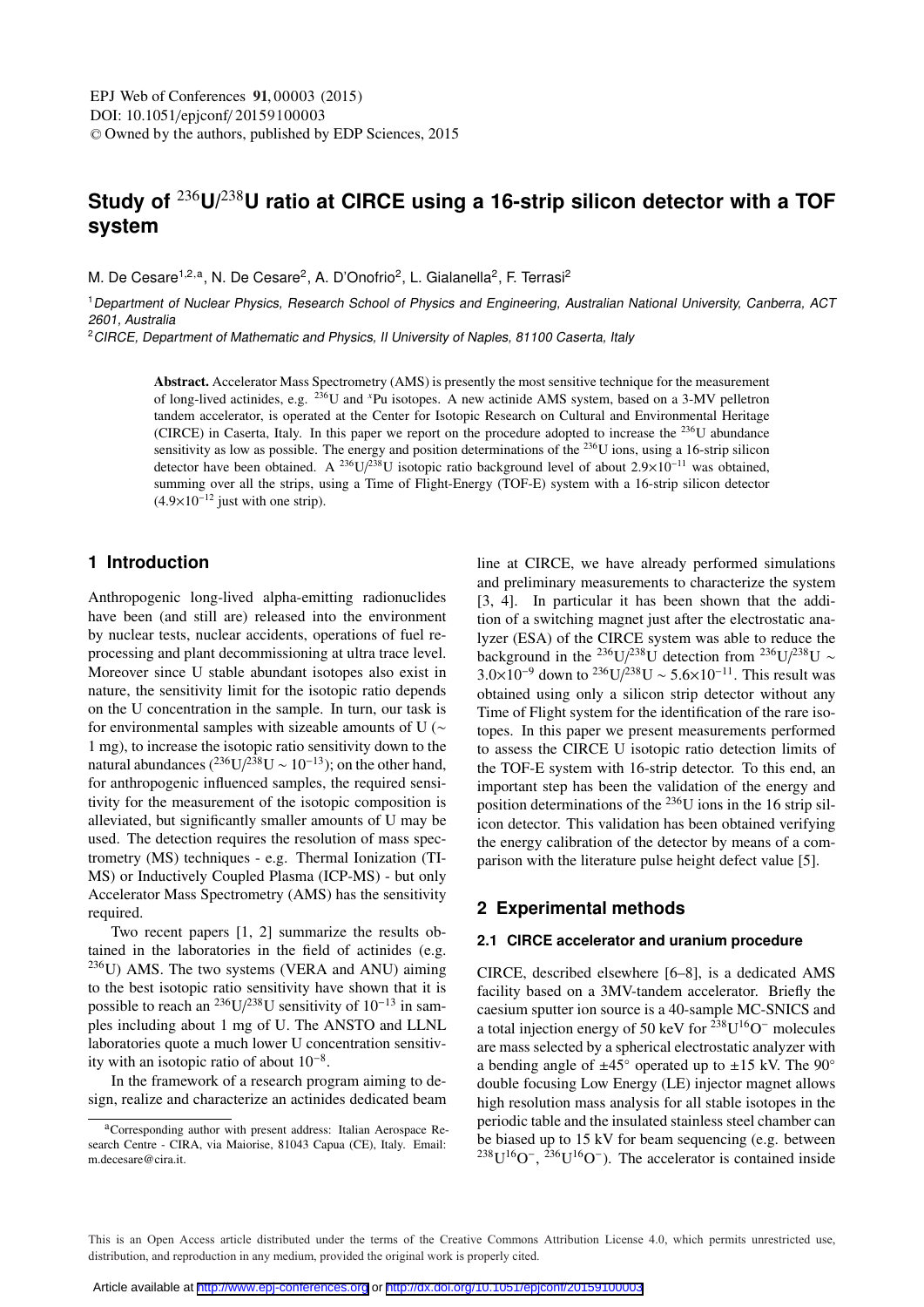# Study of $^{236}U/^{238}U$ ratio at CIRCE using a 16-strip silicon detector with a TOF system

M. De Cesare[1,2,a], N. De Cesare[2], A. D'Onofrio[2], L. Gialanella[2], F. Terrasi[2]

[1] *Department of Nuclear Physics, Research School of Physics and Engineering, Australian National University, Canberra, ACT 2601, Australia*

[2] *CIRCE, Department of Mathematic and Physics, II University of Naples, 81100 Caserta, Italy*

**Abstract.** Accelerator Mass Spectrometry (AMS) is presently the most sensitive technique for the measurement of long-lived actinides, e.g. $^{236}U$ and $^{x}Pu$ isotopes. A new actinide AMS system, based on a 3-MV pelletron tandem accelerator, is operated at the Center for Isotopic Research on Cultural and Environmental Heritage (CIRCE) in Caserta, Italy. In this paper we report on the procedure adopted to increase the $^{236}U$ abundance sensitivity as low as possible. The energy and position determinations of the $^{236}U$ ions, using a 16-strip silicon detector have been obtained. A $^{236}U/^{238}U$ isotopic ratio background level of about $2.9\times10^{-11}$ was obtained, summing over all the strips, using a Time of Flight-Energy (TOF-E) system with a 16-strip silicon detector ($4.9\times10^{-12}$ just with one strip).

## 1 Introduction

Anthropogenic long-lived alpha-emitting radionuclides have been (and still are) released into the environment by nuclear tests, nuclear accidents, operations of fuel reprocessing and plant decommissioning at ultra trace level. Moreover since U stable abundant isotopes also exist in nature, the sensitivity limit for the isotopic ratio depends on the U concentration in the sample. In turn, our task is for environmental samples with sizeable amounts of U ($\sim$ 1 mg), to increase the isotopic ratio sensitivity down to the natural abundances ($^{236}U/^{238}U \sim 10^{-13}$); on the other hand, for anthropogenic influenced samples, the required sensitivity for the measurement of the isotopic composition is alleviated, but significantly smaller amounts of U may be used. The detection requires the resolution of mass spectrometry (MS) techniques - e.g. Thermal Ionization (TI-MS) or Inductively Coupled Plasma (ICP-MS) - but only Accelerator Mass Spectrometry (AMS) has the sensitivity required.

Two recent papers [1, 2] summarize the results obtained in the laboratories in the field of actinides (e.g. $^{236}U$) AMS. The two systems (VERA and ANU) aiming to the best isotopic ratio sensitivity have shown that it is possible to reach an $^{236}U/^{238}U$ sensitivity of $10^{-13}$ in samples including about 1 mg of U. The ANSTO and LLNL laboratories quote a much lower U concentration sensitivity with an isotopic ratio of about $10^{-8}$.

In the framework of a research program aiming to design, realize and characterize an actinides dedicated beam line at CIRCE, we have already performed simulations and preliminary measurements to characterize the system [3, 4]. In particular it has been shown that the addition of a switching magnet just after the electrostatic analyzer (ESA) of the CIRCE system was able to reduce the background in the $^{236}U/^{238}U$ detection from $^{236}U/^{238}U \sim 3.0\times10^{-9}$ down to $^{236}U/^{238}U \sim 5.6\times10^{-11}$. This result was obtained using only a silicon strip detector without any Time of Flight system for the identification of the rare isotopes. In this paper we present measurements performed to assess the CIRCE U isotopic ratio detection limits of the TOF-E system with 16-strip detector. To this end, an important step has been the validation of the energy and position determinations of the $^{236}U$ ions in the 16 strip silicon detector. This validation has been obtained verifying the energy calibration of the detector by means of a comparison with the literature pulse height defect value [5].

## 2 Experimental methods

### 2.1 CIRCE accelerator and uranium procedure

CIRCE, described elsewhere [6–8], is a dedicated AMS facility based on a 3MV-tandem accelerator. Briefly the caesium sputter ion source is a 40-sample MC-SNICS and a total injection energy of 50 keV for $^{238}U^{16}O^{-}$ molecules are mass selected by a spherical electrostatic analyzer with a bending angle of $\pm45^{\circ}$ operated up to $\pm15$ kV. The $90^{\circ}$ double focusing Low Energy (LE) injector magnet allows high resolution mass analysis for all stable isotopes in the periodic table and the insulated stainless steel chamber can be biased up to 15 kV for beam sequencing (e.g. between $^{238}U^{16}O^{-}$, $^{236}U^{16}O^{-}$). The accelerator is contained inside

[a] Corresponding author with present address: Italian Aerospace Research Centre - CIRA, via Maiorise, 81043 Capua (CE), Italy. Email: m.decesare@cira.it.

This is an Open Access article distributed under the terms of the Creative Commons Attribution License 4.0, which permits unrestricted use, distribution, and reproduction in any medium, provided the original work is properly cited.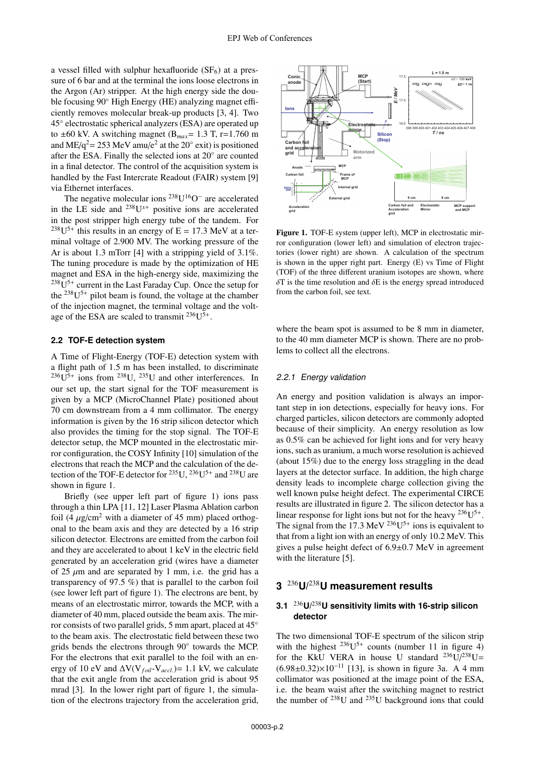a vessel filled with sulphur hexafluoride ($SF_6$) at a pressure of 6 bar and at the terminal the ions loose electrons in the Argon (Ar) stripper. At the high energy side the double focusing 90° High Energy (HE) analyzing magnet efficiently removes molecular break-up products [3, 4]. Two 45° electrostatic spherical analyzers (ESA) are operated up to ±60 kV. A switching magnet ($B_{max}$= 1.3 T, r=1.760 m and $ME/q^2$= 253 MeV amu/$e^2$ at the 20° exit) is positioned after the ESA. Finally the selected ions at 20° are counted in a final detector. The control of the acquisition system is handled by the Fast Intercrate Readout (FAIR) system [9] via Ethernet interfaces.

The negative molecular ions $^{238}U^{16}O^-$ are accelerated in the LE side and $^{238}U^{x+}$ positive ions are accelerated in the post stripper high energy tube of the tandem. For $^{238}U^{5+}$ this results in an energy of E = 17.3 MeV at a terminal voltage of 2.900 MV. The working pressure of the Ar is about 1.3 mTorr [4] with a stripping yield of 3.1%. The tuning procedure is made by the optimization of HE magnet and ESA in the high-energy side, maximizing the $^{238}U^{5+}$ current in the Last Faraday Cup. Once the setup for the $^{238}U^{5+}$ pilot beam is found, the voltage at the chamber of the injection magnet, the terminal voltage and the voltage of the ESA are scaled to transmit $^{236}U^{5+}$.

## 2.2 TOF-E detection system

A Time of Flight-Energy (TOF-E) detection system with a flight path of 1.5 m has been installed, to discriminate $^{236}U^{5+}$ ions from $^{238}U$, $^{235}U$ and other interferences. In our set up, the start signal for the TOF measurement is given by a MCP (MicroChannel Plate) positioned about 70 cm downstream from a 4 mm collimator. The energy information is given by the 16 strip silicon detector which also provides the timing for the stop signal. The TOF-E detector setup, the MCP mounted in the electrostatic mirror configuration, the COSY Infinity [10] simulation of the electrons that reach the MCP and the calculation of the detection of the TOF-E detector for $^{235}U$, $^{236}U^{5+}$ and $^{238}U$ are shown in figure 1.

Briefly (see upper left part of figure 1) ions pass through a thin LPA [11, 12] Laser Plasma Ablation carbon foil (4 $\mu$g/cm$^2$ with a diameter of 45 mm) placed orthogonal to the beam axis and they are detected by a 16 strip silicon detector. Electrons are emitted from the carbon foil and they are accelerated to about 1 keV in the electric field generated by an acceleration grid (wires have a diameter of 25 $\mu$m and are separated by 1 mm, i.e. the grid has a transparency of 97.5 %) that is parallel to the carbon foil (see lower left part of figure 1). The electrons are bent, by means of an electrostatic mirror, towards the MCP, with a diameter of 40 mm, placed outside the beam axis. The mirror consists of two parallel grids, 5 mm apart, placed at 45° to the beam axis. The electrostatic field between these two grids bends the electrons through 90° towards the MCP. For the electrons that exit parallel to the foil with an energy of 10 eV and $\Delta V(V_{foil}-V_{accl.})$= 1.1 kV, we calculate that the exit angle from the acceleration grid is about 95 mrad [3]. In the lower right part of figure 1, the simulation of the electrons trajectory from the acceleration grid, where the beam spot is assumed to be 8 mm in diameter, to the 40 mm diameter MCP is shown. There are no problems to collect all the electrons.

**Figure 1.** TOF-E system (upper left), MCP in electrostatic mirror configuration (lower left) and simulation of electron trajectories (lower right) are shown. A calculation of the spectrum is shown in the upper right part. Energy (E) vs Time of Flight (TOF) of the three different uranium isotopes are shown, where $\delta T$ is the time resolution and $\delta E$ is the energy spread introduced from the carbon foil, see text.

### 2.2.1 Energy validation

An energy and position validation is always an important step in ion detections, especially for heavy ions. For charged particles, silicon detectors are commonly adopted because of their simplicity. An energy resolution as low as 0.5% can be achieved for light ions and for very heavy ions, such as uranium, a much worse resolution is achieved (about 15%) due to the energy loss straggling in the dead layers at the detector surface. In addition, the high charge density leads to incomplete charge collection giving the well known pulse height defect. The experimental CIRCE results are illustrated in figure 2. The silicon detector has a linear response for light ions but not for the heavy $^{236}U^{5+}$. The signal from the 17.3 MeV $^{236}U^{5+}$ ions is equivalent to that from a light ion with an energy of only 10.2 MeV. This gives a pulse height defect of 6.9±0.7 MeV in agreement with the literature [5].

# 3 $^{236}U/^{238}U$ measurement results

## 3.1 $^{236}U/^{238}U$ sensitivity limits with 16-strip silicon detector

The two dimensional TOF-E spectrum of the silicon strip with the highest $^{236}U^{5+}$ counts (number 11 in figure 4) for the KkU VERA in house U standard $^{236}U/^{238}U$= $(6.98\pm0.32)\times10^{-11}$ [13], is shown in figure 3a. A 4 mm collimator was positioned at the image point of the ESA, i.e. the beam waist after the switching magnet to restrict the number of $^{238}U$ and $^{235}U$ background ions that could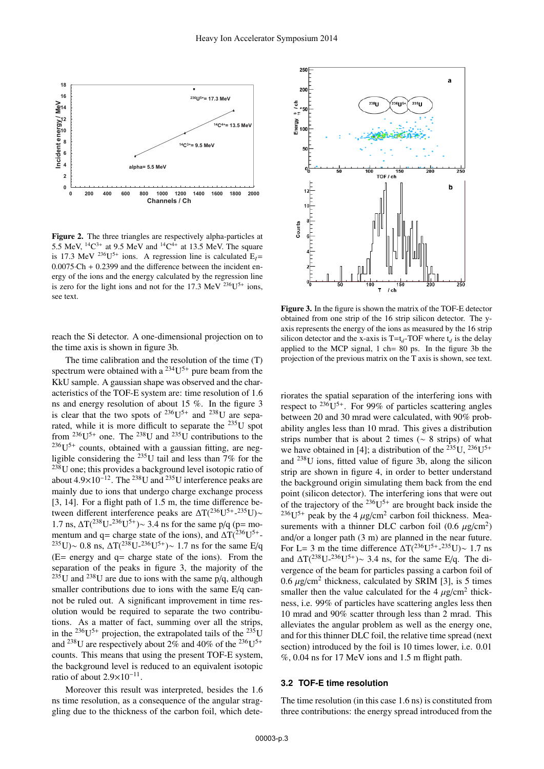**Figure 2.** The three triangles are respectively alpha-particles at 5.5 MeV, $^{14}C^{3+}$ at 9.5 MeV and $^{14}C^{4+}$ at 13.5 MeV. The square is 17.3 MeV $^{236}U^{5+}$ ions. A regression line is calculated $E_I$= 0.0075·Ch + 0.2399 and the difference between the incident energy of the ions and the energy calculated by the regression line is zero for the light ions and not for the 17.3 MeV $^{236}U^{5+}$ ions, see text.

reach the Si detector. A one-dimensional projection on to the time axis is shown in figure 3b.

The time calibration and the resolution of the time (T) spectrum were obtained with a $^{234}U^{5+}$ pure beam from the KkU sample. A gaussian shape was observed and the characteristics of the TOF-E system are: time resolution of 1.6 ns and energy resolution of about 15 %. In the figure 3 is clear that the two spots of $^{236}U^{5+}$ and $^{238}U$ are separated, while it is more difficult to separate the $^{235}U$ spot from $^{236}U^{5+}$ one. The $^{238}U$ and $^{235}U$ contributions to the $^{236}U^{5+}$ counts, obtained with a gaussian fitting, are negligible considering the $^{235}U$ tail and less than 7% for the $^{238}U$ one; this provides a background level isotopic ratio of about $4.9\times10^{-12}$. The $^{238}U$ and $^{235}U$ interference peaks are mainly due to ions that undergo charge exchange process [3, 14]. For a flight path of 1.5 m, the time difference between different interference peaks are $\Delta T(^{236}U^{5+}\text{-}^{235}U)\sim$ 1.7 ns, $\Delta T(^{238}U\text{-}^{236}U^{5+})\sim$ 3.4 ns for the same p/q (p= momentum and q= charge state of the ions), and $\Delta T(^{236}U^{5+}\text{-}^{235}U)\sim$ 0.8 ns, $\Delta T(^{238}U\text{-}^{236}U^{5+})\sim$ 1.7 ns for the same E/q (E= energy and q= charge state of the ions). From the separation of the peaks in figure 3, the majority of the $^{235}U$ and $^{238}U$ are due to ions with the same p/q, although smaller contributions due to ions with the same E/q cannot be ruled out. A significant improvement in time resolution would be required to separate the two contributions. As a matter of fact, summing over all the strips, in the $^{236}U^{5+}$ projection, the extrapolated tails of the $^{235}U$ and $^{238}U$ are respectively about 2% and 40% of the $^{236}U^{5+}$ counts. This means that using the present TOF-E system, the background level is reduced to an equivalent isotopic ratio of about $2.9\times10^{-11}$.

Moreover this result was interpreted, besides the 1.6 ns time resolution, as a consequence of the angular straggling due to the thickness of the carbon foil, which deteriorates the spatial separation of the interfering ions with respect to $^{236}U^{5+}$. For 99% of particles scattering angles between 20 and 30 mrad were calculated, with 90% probability angles less than 10 mrad. This gives a distribution strips number that is about 2 times (~ 8 strips) of what we have obtained in [4]; a distribution of the $^{235}U$, $^{236}U^{5+}$ and $^{238}U$ ions, fitted value of figure 3b, along the silicon strip are shown in figure 4, in order to better understand the background origin simulating them back from the end point (silicon detector). The interfering ions that were out of the trajectory of the $^{236}U^{5+}$ are brought back inside the $^{236}U^{5+}$ peak by the 4 $\mu$g/cm$^2$ carbon foil thickness. Measurements with a thinner DLC carbon foil (0.6 $\mu$g/cm$^2$) and/or a longer path (3 m) are planned in the near future. For L= 3 m the time difference $\Delta T(^{236}U^{5+}\text{-}^{235}U)\sim$ 1.7 ns and $\Delta T(^{238}U\text{-}^{236}U^{5+})\sim$ 3.4 ns, for the same E/q. The divergence of the beam for particles passing a carbon foil of 0.6 $\mu$g/cm$^2$ thickness, calculated by SRIM [3], is 5 times smaller then the value calculated for the 4 $\mu$g/cm$^2$ thickness, i.e. 99% of particles have scattering angles less then 10 mrad and 90% scatter through less than 2 mrad. This alleviates the angular problem as well as the energy one, and for this thinner DLC foil, the relative time spread (next section) introduced by the foil is 10 times lower, i.e. 0.01 %, 0.04 ns for 17 MeV ions and 1.5 m flight path.

**Figure 3.** In the figure is shown the matrix of the TOF-E detector obtained from one strip of the 16 strip silicon detector. The y-axis represents the energy of the ions as measured by the 16 strip silicon detector and the x-axis is T=$t_d$-TOF where $t_d$ is the delay applied to the MCP signal, 1 ch= 80 ps. In the figure 3b the projection of the previous matrix on the T axis is shown, see text.

### 3.2 TOF-E time resolution

The time resolution (in this case 1.6 ns) is constituted from three contributions: the energy spread introduced from the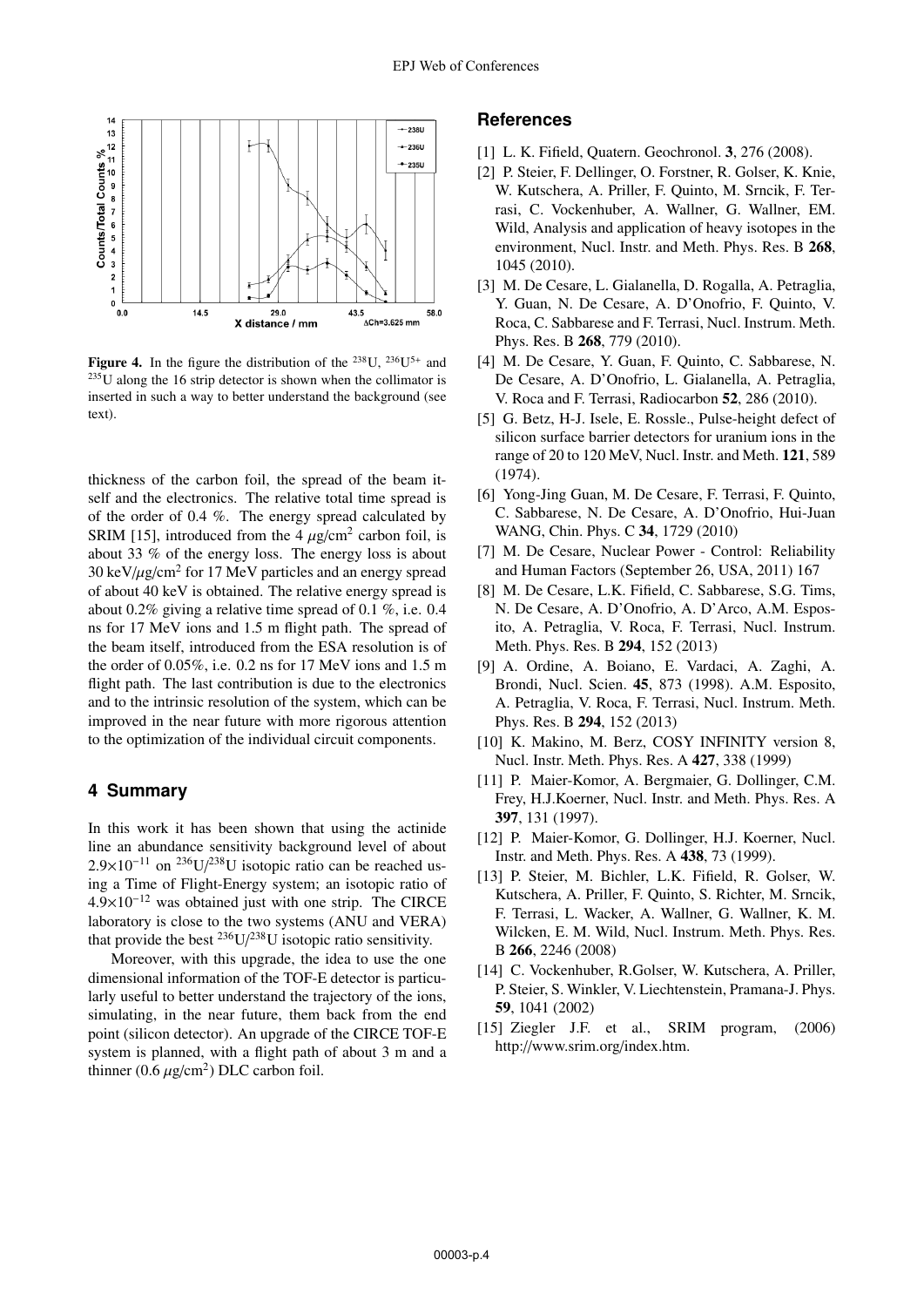14
13
12
11
10
9
8
7
6
5
4
3
2
1
0

Counts/Total Counts %

0.0
14.5
29.0
43.5
58.0

X distance / mm

ΔCh=3.625 mm

238U
236U
235U

**Figure 4.** In the figure the distribution of the $^{238}$U, $^{236}$U$^{5+}$ and $^{235}$U along the 16 strip detector is shown when the collimator is inserted in such a way to better understand the background (see text).

thickness of the carbon foil, the spread of the beam itself and the electronics. The relative total time spread is of the order of 0.4 %. The energy spread calculated by SRIM [15], introduced from the 4 $\mu$g/cm$^2$ carbon foil, is about 33 % of the energy loss. The energy loss is about 30 keV/$\mu$g/cm$^2$ for 17 MeV particles and an energy spread of about 40 keV is obtained. The relative energy spread is about 0.2% giving a relative time spread of 0.1 %, i.e. 0.4 ns for 17 MeV ions and 1.5 m flight path. The spread of the beam itself, introduced from the ESA resolution is of the order of 0.05%, i.e. 0.2 ns for 17 MeV ions and 1.5 m flight path. The last contribution is due to the electronics and to the intrinsic resolution of the system, which can be improved in the near future with more rigorous attention to the optimization of the individual circuit components.

## 4 Summary

In this work it has been shown that using the actinide line an abundance sensitivity background level of about $2.9\times10^{-11}$ on $^{236}$U/$^{238}$U isotopic ratio can be reached using a Time of Flight-Energy system; an isotopic ratio of $4.9\times10^{-12}$ was obtained just with one strip. The CIRCE laboratory is close to the two systems (ANU and VERA) that provide the best $^{236}$U/$^{238}$U isotopic ratio sensitivity.

Moreover, with this upgrade, the idea to use the one dimensional information of the TOF-E detector is particularly useful to better understand the trajectory of the ions, simulating, in the near future, them back from the end point (silicon detector). An upgrade of the CIRCE TOF-E system is planned, with a flight path of about 3 m and a thinner (0.6 $\mu$g/cm$^2$) DLC carbon foil.

## References

[1] L. K. Fifield, Quatern. Geochronol. **3**, 276 (2008).

[2] P. Steier, F. Dellinger, O. Forstner, R. Golser, K. Knie, W. Kutschera, A. Priller, F. Quinto, M. Srncik, F. Terrasi, C. Vockenhuber, A. Wallner, G. Wallner, EM. Wild, Analysis and application of heavy isotopes in the environment, Nucl. Instr. and Meth. Phys. Res. B **268**, 1045 (2010).

[3] M. De Cesare, L. Gialanella, D. Rogalla, A. Petraglia, Y. Guan, N. De Cesare, A. D'Onofrio, F. Quinto, V. Roca, C. Sabbarese and F. Terrasi, Nucl. Instrum. Meth. Phys. Res. B **268**, 779 (2010).

[4] M. De Cesare, Y. Guan, F. Quinto, C. Sabbarese, N. De Cesare, A. D'Onofrio, L. Gialanella, A. Petraglia, V. Roca and F. Terrasi, Radiocarbon **52**, 286 (2010).

[5] G. Betz, H-J. Isele, E. Rossle., Pulse-height defect of silicon surface barrier detectors for uranium ions in the range of 20 to 120 MeV, Nucl. Instr. and Meth. **121**, 589 (1974).

[6] Yong-Jing Guan, M. De Cesare, F. Terrasi, F. Quinto, C. Sabbarese, N. De Cesare, A. D'Onofrio, Hui-Juan WANG, Chin. Phys. C **34**, 1729 (2010)

[7] M. De Cesare, Nuclear Power - Control: Reliability and Human Factors (September 26, USA, 2011) 167

[8] M. De Cesare, L.K. Fifield, C. Sabbarese, S.G. Tims, N. De Cesare, A. D'Onofrio, A. D'Arco, A.M. Esposito, A. Petraglia, V. Roca, F. Terrasi, Nucl. Instrum. Meth. Phys. Res. B **294**, 152 (2013)

[9] A. Ordine, A. Boiano, E. Vardaci, A. Zaghi, A. Brondi, Nucl. Scien. **45**, 873 (1998). A.M. Esposito, A. Petraglia, V. Roca, F. Terrasi, Nucl. Instrum. Meth. Phys. Res. B **294**, 152 (2013)

[10] K. Makino, M. Berz, COSY INFINITY version 8, Nucl. Instr. Meth. Phys. Res. A **427**, 338 (1999)

[11] P. Maier-Komor, A. Bergmaier, G. Dollinger, C.M. Frey, H.J.Koerner, Nucl. Instr. and Meth. Phys. Res. A **397**, 131 (1997).

[12] P. Maier-Komor, G. Dollinger, H.J. Koerner, Nucl. Instr. and Meth. Phys. Res. A **438**, 73 (1999).

[13] P. Steier, M. Bichler, L.K. Fifield, R. Golser, W. Kutschera, A. Priller, F. Quinto, S. Richter, M. Srncik, F. Terrasi, L. Wacker, A. Wallner, G. Wallner, K. M. Wilcken, E. M. Wild, Nucl. Instrum. Meth. Phys. Res. B **266**, 2246 (2008)

[14] C. Vockenhuber, R.Golser, W. Kutschera, A. Priller, P. Steier, S. Winkler, V. Liechtenstein, Pramana-J. Phys. **59**, 1041 (2002)

[15] Ziegler J.F. et al., SRIM program, (2006) http://www.srim.org/index.htm.